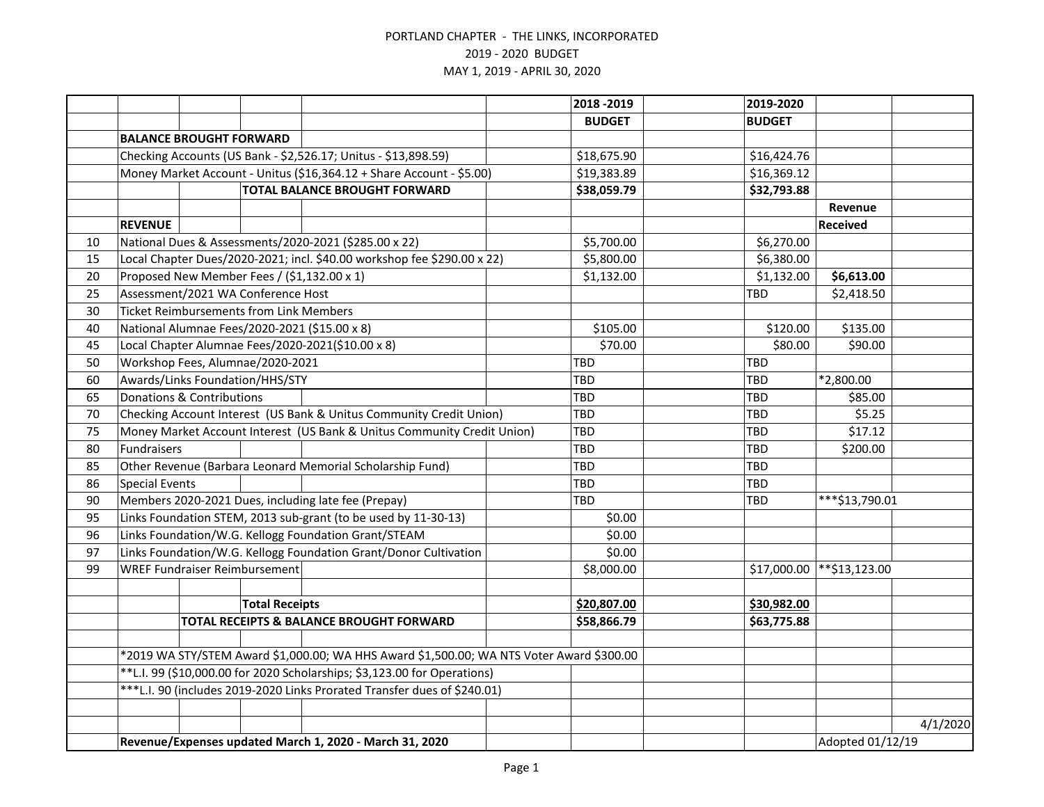PORTLAND CHAPTER - THE LINKS, INCORPORATED

2019 - 2020 BUDGET

MAY 1, 2019 - APRIL 30, 2020

| | | 2018 -2019 | 2019-2020 | | |
|---|---|---|---|---|---|
| | | BUDGET | BUDGET | | |
| | **BALANCE BROUGHT FORWARD** | | | | |
| | Checking Accounts (US Bank - $2,526.17; Unitus - $13,898.59) | $18,675.90 | $16,424.76 | | |
| | Money Market Account - Unitus ($16,364.12 + Share Account - $5.00) | $19,383.89 | $16,369.12 | | |
| | **TOTAL BALANCE BROUGHT FORWARD** | **$38,059.79** | **$32,793.88** | | |
| | | | | **Revenue Received** | |
| | **REVENUE** | | | | |
| 10 | National Dues & Assessments/2020-2021 ($285.00 x 22) | $5,700.00 | $6,270.00 | | |
| 15 | Local Chapter Dues/2020-2021; incl. $40.00 workshop fee $290.00 x 22) | $5,800.00 | $6,380.00 | | |
| 20 | Proposed New Member Fees / ($1,132.00 x 1) | $1,132.00 | $1,132.00 | **$6,613.00** | |
| 25 | Assessment/2021 WA Conference Host | | TBD | $2,418.50 | |
| 30 | Ticket Reimbursements from Link Members | | | | |
| 40 | National Alumnae Fees/2020-2021 ($15.00 x 8) | $105.00 | $120.00 | $135.00 | |
| 45 | Local Chapter Alumnae Fees/2020-2021($10.00 x 8) | $70.00 | $80.00 | $90.00 | |
| 50 | Workshop Fees, Alumnae/2020-2021 | TBD | TBD | | |
| 60 | Awards/Links Foundation/HHS/STY | TBD | TBD | *2,800.00 | |
| 65 | Donations & Contributions | TBD | TBD | $85.00 | |
| 70 | Checking Account Interest (US Bank & Unitus Community Credit Union) | TBD | TBD | $5.25 | |
| 75 | Money Market Account Interest (US Bank & Unitus Community Credit Union) | TBD | TBD | $17.12 | |
| 80 | Fundraisers | TBD | TBD | $200.00 | |
| 85 | Other Revenue (Barbara Leonard Memorial Scholarship Fund) | TBD | TBD | | |
| 86 | Special Events | TBD | TBD | | |
| 90 | Members 2020-2021 Dues, including late fee (Prepay) | TBD | TBD | ***$13,790.01 | |
| 95 | Links Foundation STEM, 2013 sub-grant (to be used by 11-30-13) | $0.00 | | | |
| 96 | Links Foundation/W.G. Kellogg Foundation Grant/STEAM | $0.00 | | | |
| 97 | Links Foundation/W.G. Kellogg Foundation Grant/Donor Cultivation | $0.00 | | | |
| 99 | WREF Fundraiser Reimbursement | $8,000.00 | $17,000.00 | **$13,123.00 | |
| | | | | | |
| | **Total Receipts** | **$20,807.00** | **$30,982.00** | | |
| | **TOTAL RECEIPTS & BALANCE BROUGHT FORWARD** | **$58,866.79** | **$63,775.88** | | |
| | | | | | |
| | *2019 WA STY/STEM Award $1,000.00; WA HHS Award $1,500.00; WA NTS Voter Award $300.00 | | | | |
| | **L.I. 99 ($10,000.00 for 2020 Scholarships; $3,123.00 for Operations) | | | | |
| | ***L.I. 90 (includes 2019-2020 Links Prorated Transfer dues of $240.01) | | | | |
| | | | | | |
| | | | | | 4/1/2020 |
| | **Revenue/Expenses updated March 1, 2020 - March 31, 2020** | | | Adopted 01/12/19 | |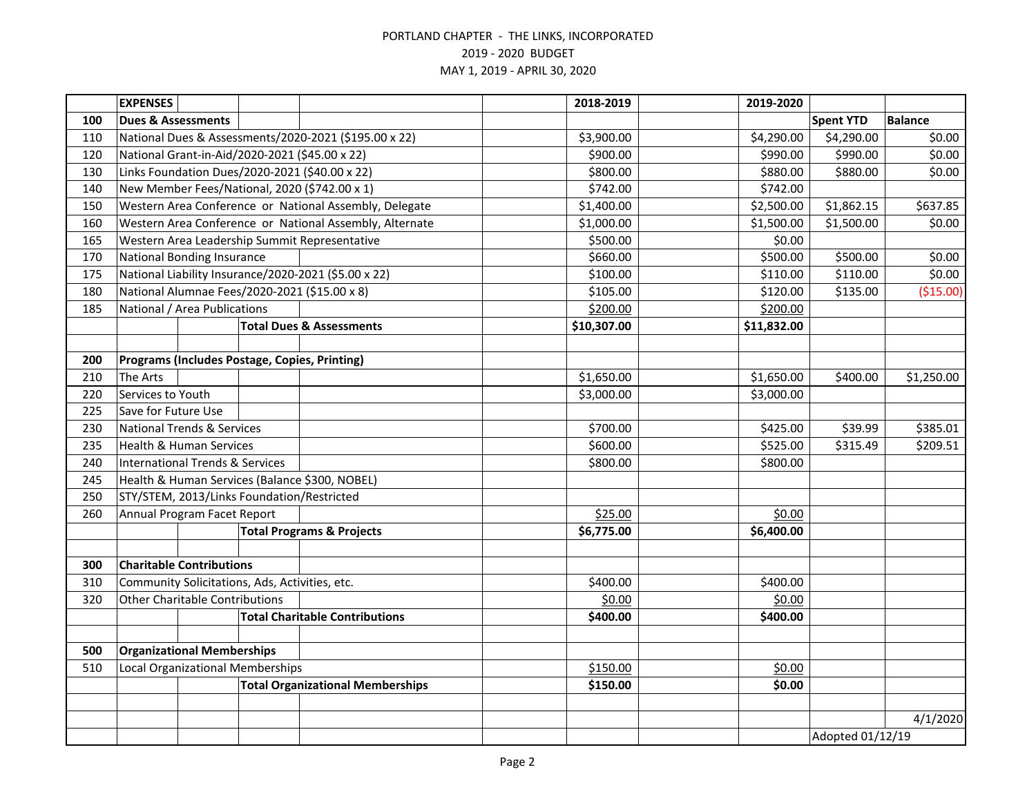PORTLAND CHAPTER - THE LINKS, INCORPORATED
2019 - 2020 BUDGET
MAY 1, 2019 - APRIL 30, 2020

| | EXPENSES | 2018-2019 | 2019-2020 | | |
|---|---|---|---|---|---|
| 100 | **Dues & Assessments** | | | **Spent YTD** | **Balance** |
| 110 | National Dues & Assessments/2020-2021 ($195.00 x 22) | $3,900.00 | $4,290.00 | $4,290.00 | $0.00 |
| 120 | National Grant-in-Aid/2020-2021 ($45.00 x 22) | $900.00 | $990.00 | $990.00 | $0.00 |
| 130 | Links Foundation Dues/2020-2021 ($40.00 x 22) | $800.00 | $880.00 | $880.00 | $0.00 |
| 140 | New Member Fees/National, 2020 ($742.00 x 1) | $742.00 | $742.00 | | |
| 150 | Western Area Conference or National Assembly, Delegate | $1,400.00 | $2,500.00 | $1,862.15 | $637.85 |
| 160 | Western Area Conference or National Assembly, Alternate | $1,000.00 | $1,500.00 | $1,500.00 | $0.00 |
| 165 | Western Area Leadership Summit Representative | $500.00 | $0.00 | | |
| 170 | National Bonding Insurance | $660.00 | $500.00 | $500.00 | $0.00 |
| 175 | National Liability Insurance/2020-2021 ($5.00 x 22) | $100.00 | $110.00 | $110.00 | $0.00 |
| 180 | National Alumnae Fees/2020-2021 ($15.00 x 8) | $105.00 | $120.00 | $135.00 | ($15.00) |
| 185 | National / Area Publications | $200.00 | $200.00 | | |
| | **Total Dues & Assessments** | **$10,307.00** | **$11,832.00** | | |
| | | | | | |
| 200 | **Programs (Includes Postage, Copies, Printing)** | | | | |
| 210 | The Arts | $1,650.00 | $1,650.00 | $400.00 | $1,250.00 |
| 220 | Services to Youth | $3,000.00 | $3,000.00 | | |
| 225 | Save for Future Use | | | | |
| 230 | National Trends & Services | $700.00 | $425.00 | $39.99 | $385.01 |
| 235 | Health & Human Services | $600.00 | $525.00 | $315.49 | $209.51 |
| 240 | International Trends & Services | $800.00 | $800.00 | | |
| 245 | Health & Human Services (Balance $300, NOBEL) | | | | |
| 250 | STY/STEM, 2013/Links Foundation/Restricted | | | | |
| 260 | Annual Program Facet Report | $25.00 | $0.00 | | |
| | **Total Programs & Projects** | **$6,775.00** | **$6,400.00** | | |
| | | | | | |
| 300 | **Charitable Contributions** | | | | |
| 310 | Community Solicitations, Ads, Activities, etc. | $400.00 | $400.00 | | |
| 320 | Other Charitable Contributions | $0.00 | $0.00 | | |
| | **Total Charitable Contributions** | **$400.00** | **$400.00** | | |
| | | | | | |
| 500 | **Organizational Memberships** | | | | |
| 510 | Local Organizational Memberships | $150.00 | $0.00 | | |
| | **Total Organizational Memberships** | **$150.00** | **$0.00** | | |
| | | | | | |
| | | | | | 4/1/2020 |
| | | | | Adopted 01/12/19 | |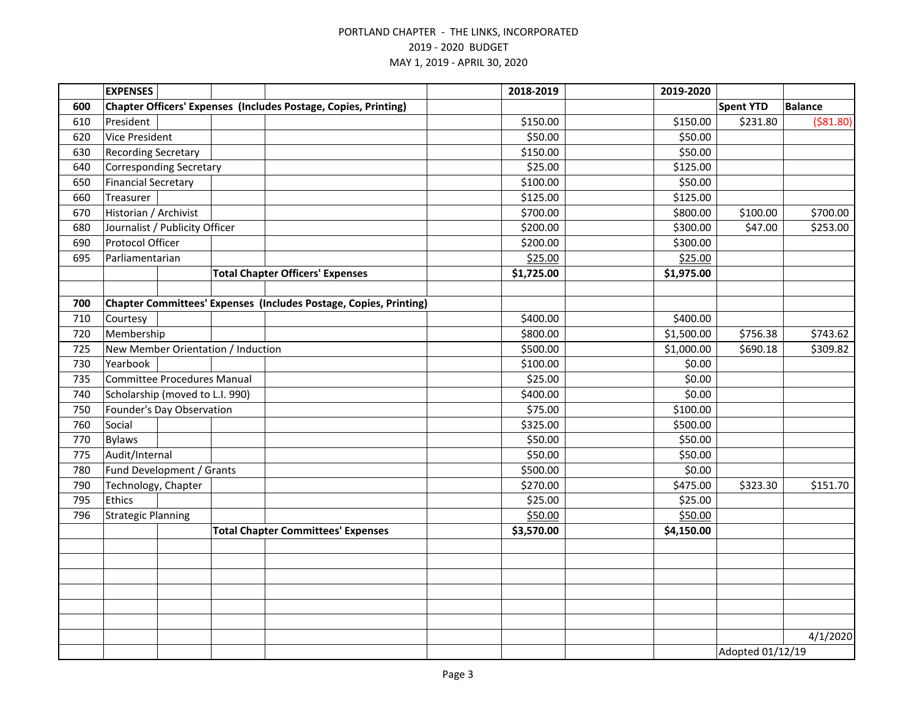PORTLAND CHAPTER - THE LINKS, INCORPORATED
2019 - 2020 BUDGET
MAY 1, 2019 - APRIL 30, 2020

| | EXPENSES | 2018-2019 | 2019-2020 | | |
|---|---|---|---|---|---|
| **600** | **Chapter Officers' Expenses (Includes Postage, Copies, Printing)** | | | **Spent YTD** | **Balance** |
| 610 | President | $150.00 | $150.00 | $231.80 | ($81.80) |
| 620 | Vice President | $50.00 | $50.00 | | |
| 630 | Recording Secretary | $150.00 | $50.00 | | |
| 640 | Corresponding Secretary | $25.00 | $125.00 | | |
| 650 | Financial Secretary | $100.00 | $50.00 | | |
| 660 | Treasurer | $125.00 | $125.00 | | |
| 670 | Historian / Archivist | $700.00 | $800.00 | $100.00 | $700.00 |
| 680 | Journalist / Publicity Officer | $200.00 | $300.00 | $47.00 | $253.00 |
| 690 | Protocol Officer | $200.00 | $300.00 | | |
| 695 | Parliamentarian | $25.00 | $25.00 | | |
| | **Total Chapter Officers' Expenses** | **$1,725.00** | **$1,975.00** | | |
| | | | | | |
| **700** | **Chapter Committees' Expenses (Includes Postage, Copies, Printing)** | | | | |
| 710 | Courtesy | $400.00 | $400.00 | | |
| 720 | Membership | $800.00 | $1,500.00 | $756.38 | $743.62 |
| 725 | New Member Orientation / Induction | $500.00 | $1,000.00 | $690.18 | $309.82 |
| 730 | Yearbook | $100.00 | $0.00 | | |
| 735 | Committee Procedures Manual | $25.00 | $0.00 | | |
| 740 | Scholarship (moved to L.I. 990) | $400.00 | $0.00 | | |
| 750 | Founder's Day Observation | $75.00 | $100.00 | | |
| 760 | Social | $325.00 | $500.00 | | |
| 770 | Bylaws | $50.00 | $50.00 | | |
| 775 | Audit/Internal | $50.00 | $50.00 | | |
| 780 | Fund Development / Grants | $500.00 | $0.00 | | |
| 790 | Technology, Chapter | $270.00 | $475.00 | $323.30 | $151.70 |
| 795 | Ethics | $25.00 | $25.00 | | |
| 796 | Strategic Planning | $50.00 | $50.00 | | |
| | **Total Chapter Committees' Expenses** | **$3,570.00** | **$4,150.00** | | |

4/1/2020
Adopted 01/12/19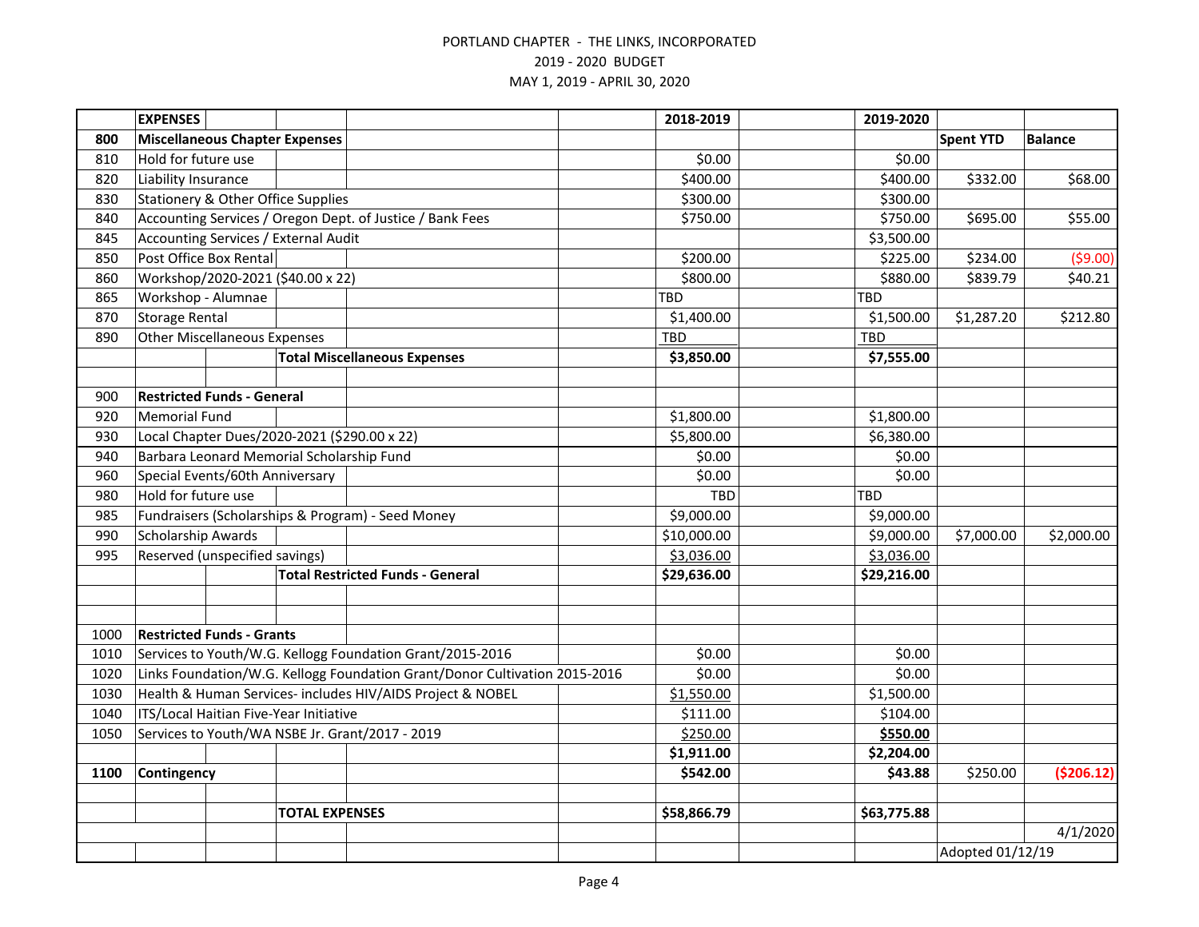PORTLAND CHAPTER - THE LINKS, INCORPORATED

2019 - 2020 BUDGET

MAY 1, 2019 - APRIL 30, 2020

| | EXPENSES | 2018-2019 | 2019-2020 | | |
|---|---|---|---|---|---|
| 800 | **Miscellaneous Chapter Expenses** | | | **Spent YTD** | **Balance** |
| 810 | Hold for future use | $0.00 | $0.00 | | |
| 820 | Liability Insurance | $400.00 | $400.00 | $332.00 | $68.00 |
| 830 | Stationery & Other Office Supplies | $300.00 | $300.00 | | |
| 840 | Accounting Services / Oregon Dept. of Justice / Bank Fees | $750.00 | $750.00 | $695.00 | $55.00 |
| 845 | Accounting Services / External Audit | | $3,500.00 | | |
| 850 | Post Office Box Rental | $200.00 | $225.00 | $234.00 | ($9.00) |
| 860 | Workshop/2020-2021 ($40.00 x 22) | $800.00 | $880.00 | $839.79 | $40.21 |
| 865 | Workshop - Alumnae | TBD | TBD | | |
| 870 | Storage Rental | $1,400.00 | $1,500.00 | $1,287.20 | $212.80 |
| 890 | Other Miscellaneous Expenses | TBD | TBD | | |
| | **Total Miscellaneous Expenses** | **$3,850.00** | **$7,555.00** | | |
| | | | | | |
| 900 | **Restricted Funds - General** | | | | |
| 920 | Memorial Fund | $1,800.00 | $1,800.00 | | |
| 930 | Local Chapter Dues/2020-2021 ($290.00 x 22) | $5,800.00 | $6,380.00 | | |
| 940 | Barbara Leonard Memorial Scholarship Fund | $0.00 | $0.00 | | |
| 960 | Special Events/60th Anniversary | $0.00 | $0.00 | | |
| 980 | Hold for future use | TBD | TBD | | |
| 985 | Fundraisers (Scholarships & Program) - Seed Money | $9,000.00 | $9,000.00 | | |
| 990 | Scholarship Awards | $10,000.00 | $9,000.00 | $7,000.00 | $2,000.00 |
| 995 | Reserved (unspecified savings) | $3,036.00 | $3,036.00 | | |
| | **Total Restricted Funds - General** | **$29,636.00** | **$29,216.00** | | |
| | | | | | |
| | | | | | |
| 1000 | **Restricted Funds - Grants** | | | | |
| 1010 | Services to Youth/W.G. Kellogg Foundation Grant/2015-2016 | $0.00 | $0.00 | | |
| 1020 | Links Foundation/W.G. Kellogg Foundation Grant/Donor Cultivation 2015-2016 | $0.00 | $0.00 | | |
| 1030 | Health & Human Services- includes HIV/AIDS Project & NOBEL | $1,550.00 | $1,500.00 | | |
| 1040 | ITS/Local Haitian Five-Year Initiative | $111.00 | $104.00 | | |
| 1050 | Services to Youth/WA NSBE Jr. Grant/2017 - 2019 | $250.00 | **$550.00** | | |
| | | **$1,911.00** | **$2,204.00** | | |
| **1100** | **Contingency** | **$542.00** | **$43.88** | $250.00 | **($206.12)** |
| | | | | | |
| | **TOTAL EXPENSES** | **$58,866.79** | **$63,775.88** | | |
| | | | | | 4/1/2020 |
| | | | | Adopted 01/12/19 | |